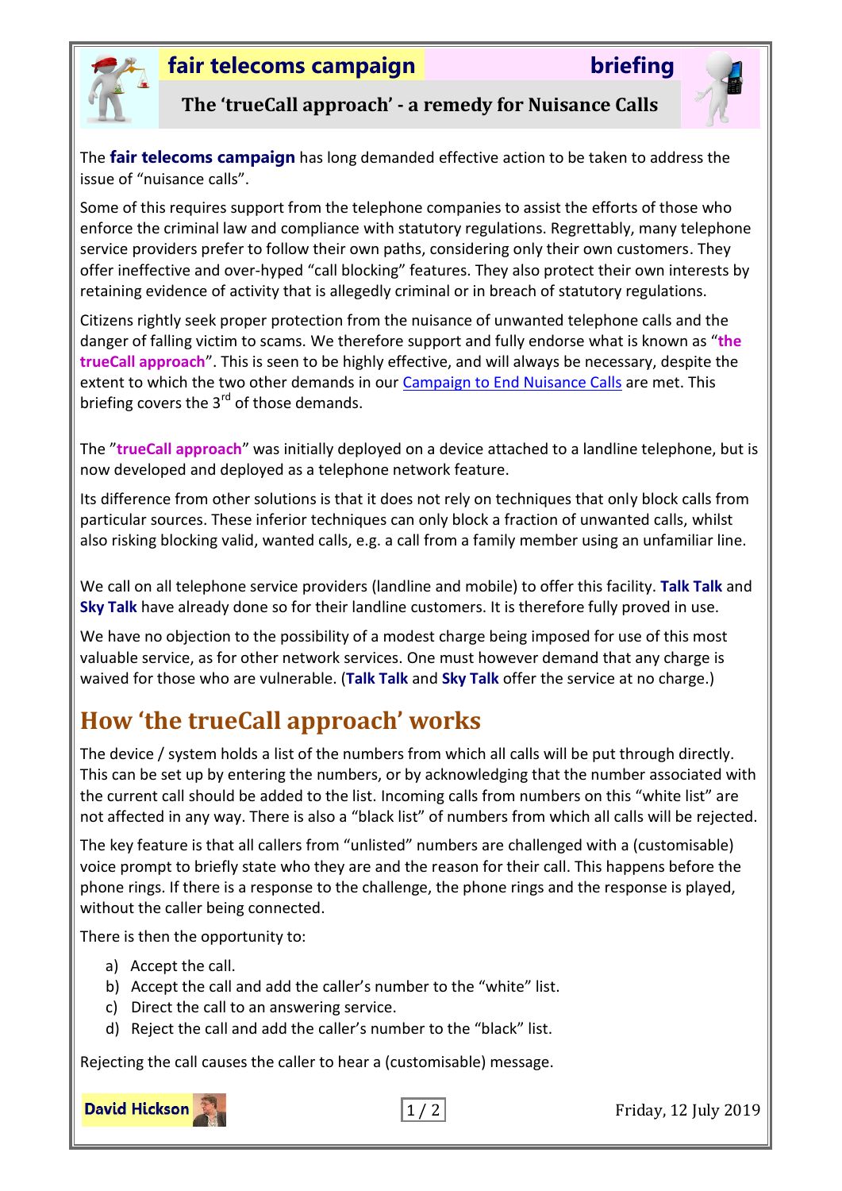**fair telecoms campaign** **briefing**

## The 'trueCall approach' - a remedy for Nuisance Calls

The **fair telecoms campaign** has long demanded effective action to be taken to address the issue of "nuisance calls".

Some of this requires support from the telephone companies to assist the efforts of those who enforce the criminal law and compliance with statutory regulations. Regrettably, many telephone service providers prefer to follow their own paths, considering only their own customers. They offer ineffective and over-hyped "call blocking" features. They also protect their own interests by retaining evidence of activity that is allegedly criminal or in breach of statutory regulations.

Citizens rightly seek proper protection from the nuisance of unwanted telephone calls and the danger of falling victim to scams. We therefore support and fully endorse what is known as "**the trueCall approach**". This is seen to be highly effective, and will always be necessary, despite the extent to which the two other demands in our Campaign to End Nuisance Calls are met. This briefing covers the 3rd of those demands.

The "**trueCall approach**" was initially deployed on a device attached to a landline telephone, but is now developed and deployed as a telephone network feature.

Its difference from other solutions is that it does not rely on techniques that only block calls from particular sources. These inferior techniques can only block a fraction of unwanted calls, whilst also risking blocking valid, wanted calls, e.g. a call from a family member using an unfamiliar line.

We call on all telephone service providers (landline and mobile) to offer this facility. **Talk Talk** and **Sky Talk** have already done so for their landline customers. It is therefore fully proved in use.

We have no objection to the possibility of a modest charge being imposed for use of this most valuable service, as for other network services. One must however demand that any charge is waived for those who are vulnerable. (**Talk Talk** and **Sky Talk** offer the service at no charge.)

## How 'the trueCall approach' works

The device / system holds a list of the numbers from which all calls will be put through directly. This can be set up by entering the numbers, or by acknowledging that the number associated with the current call should be added to the list. Incoming calls from numbers on this "white list" are not affected in any way. There is also a "black list" of numbers from which all calls will be rejected.

The key feature is that all callers from "unlisted" numbers are challenged with a (customisable) voice prompt to briefly state who they are and the reason for their call. This happens before the phone rings. If there is a response to the challenge, the phone rings and the response is played, without the caller being connected.

There is then the opportunity to:

a) Accept the call.
b) Accept the call and add the caller's number to the "white" list.
c) Direct the call to an answering service.
d) Reject the call and add the caller's number to the "black" list.

Rejecting the call causes the caller to hear a (customisable) message.

**David Hickson** Friday, 12 July 2019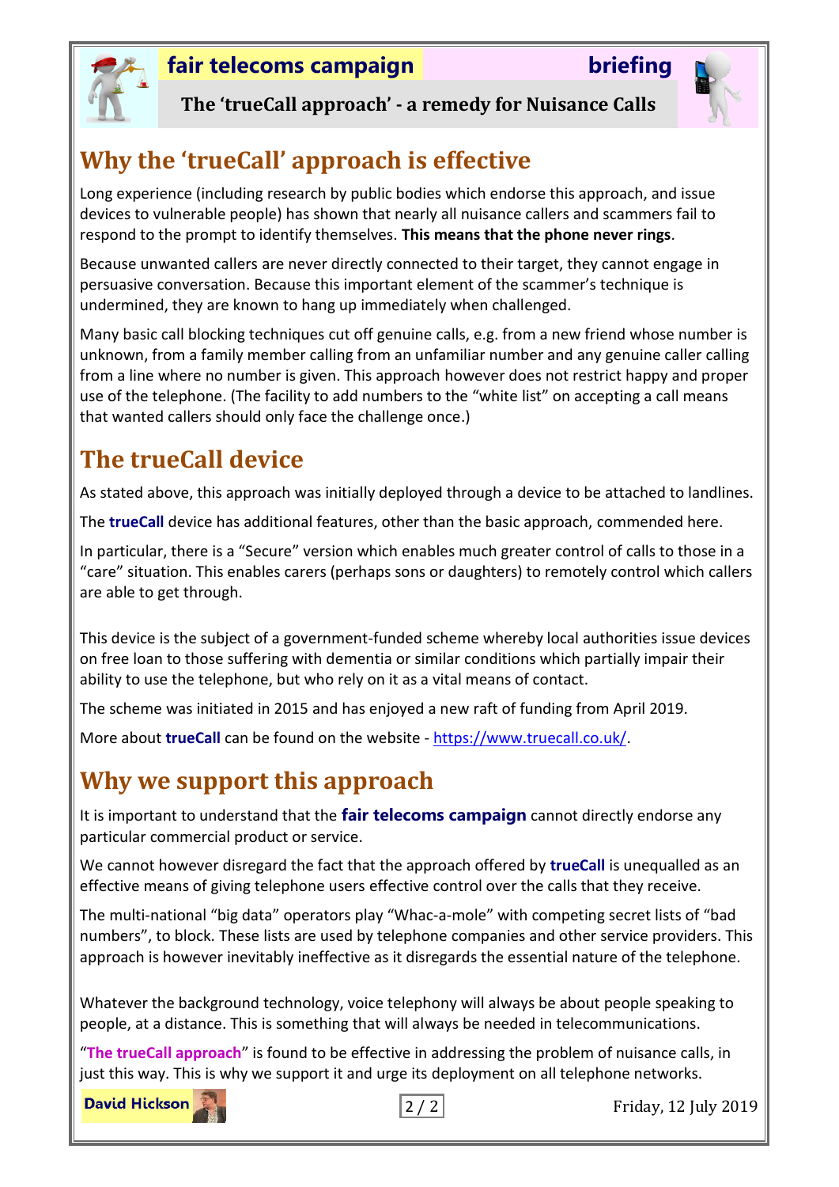# The 'trueCall approach' - a remedy for Nuisance Calls

## Why the 'trueCall' approach is effective

Long experience (including research by public bodies which endorse this approach, and issue devices to vulnerable people) has shown that nearly all nuisance callers and scammers fail to respond to the prompt to identify themselves. **This means that the phone never rings**.

Because unwanted callers are never directly connected to their target, they cannot engage in persuasive conversation. Because this important element of the scammer's technique is undermined, they are known to hang up immediately when challenged.

Many basic call blocking techniques cut off genuine calls, e.g. from a new friend whose number is unknown, from a family member calling from an unfamiliar number and any genuine caller calling from a line where no number is given. This approach however does not restrict happy and proper use of the telephone. (The facility to add numbers to the "white list" on accepting a call means that wanted callers should only face the challenge once.)

## The trueCall device

As stated above, this approach was initially deployed through a device to be attached to landlines.

The **trueCall** device has additional features, other than the basic approach, commended here.

In particular, there is a "Secure" version which enables much greater control of calls to those in a "care" situation. This enables carers (perhaps sons or daughters) to remotely control which callers are able to get through.

This device is the subject of a government-funded scheme whereby local authorities issue devices on free loan to those suffering with dementia or similar conditions which partially impair their ability to use the telephone, but who rely on it as a vital means of contact.

The scheme was initiated in 2015 and has enjoyed a new raft of funding from April 2019.

More about **trueCall** can be found on the website - https://www.truecall.co.uk/.

## Why we support this approach

It is important to understand that the **fair telecoms campaign** cannot directly endorse any particular commercial product or service.

We cannot however disregard the fact that the approach offered by **trueCall** is unequalled as an effective means of giving telephone users effective control over the calls that they receive.

The multi-national "big data" operators play "Whac-a-mole" with competing secret lists of "bad numbers", to block. These lists are used by telephone companies and other service providers. This approach is however inevitably ineffective as it disregards the essential nature of the telephone.

Whatever the background technology, voice telephony will always be about people speaking to people, at a distance. This is something that will always be needed in telecommunications.

"**The trueCall approach**" is found to be effective in addressing the problem of nuisance calls, in just this way. This is why we support it and urge its deployment on all telephone networks.

**David Hickson**

Friday, 12 July 2019